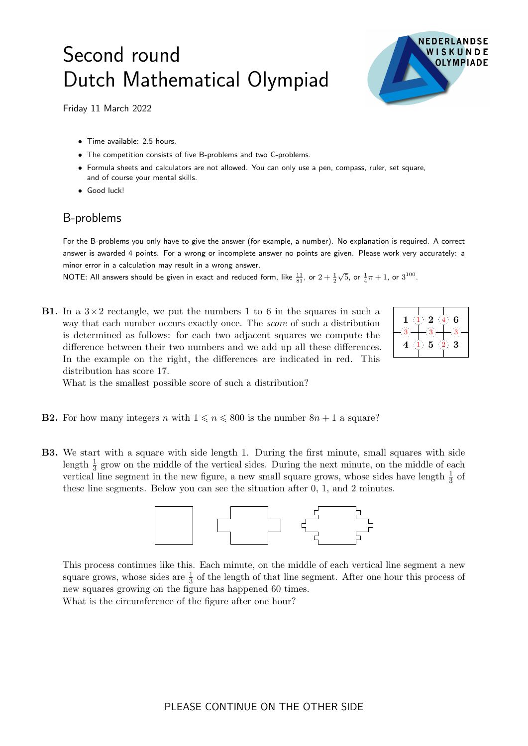# Second round
# Dutch Mathematical Olympiad

Friday 11 March 2022

- Time available: 2.5 hours.
- The competition consists of five B-problems and two C-problems.
- Formula sheets and calculators are not allowed. You can only use a pen, compass, ruler, set square, and of course your mental skills.
- Good luck!

## B-problems

For the B-problems you only have to give the answer (for example, a number). No explanation is required. A correct answer is awarded 4 points. For a wrong or incomplete answer no points are given. Please work very accurately: a minor error in a calculation may result in a wrong answer.

NOTE: All answers should be given in exact and reduced form, like $\frac{11}{81}$, or $2 + \frac{1}{2}\sqrt{5}$, or $\frac{1}{4}\pi + 1$, or $3^{100}$.

**B1.** In a $3 \times 2$ rectangle, we put the numbers 1 to 6 in the squares in such a way that each number occurs exactly once. The *score* of such a distribution is determined as follows: for each two adjacent squares we compute the difference between their two numbers and we add up all these differences. In the example on the right, the differences are indicated in red. This distribution has score 17.

| 1 | 2 | 6 |
|---|---|---|
| 4 | 5 | 3 |

What is the smallest possible score of such a distribution?

**B2.** For how many integers $n$ with $1 \leqslant n \leqslant 800$ is the number $8n + 1$ a square?

**B3.** We start with a square with side length 1. During the first minute, small squares with side length $\frac{1}{3}$ grow on the middle of the vertical sides. During the next minute, on the middle of each vertical line segment in the new figure, a new small square grows, whose sides have length $\frac{1}{3}$ of these line segments. Below you can see the situation after 0, 1, and 2 minutes.

This process continues like this. Each minute, on the middle of each vertical line segment a new square grows, whose sides are $\frac{1}{3}$ of the length of that line segment. After one hour this process of new squares growing on the figure has happened 60 times.

What is the circumference of the figure after one hour?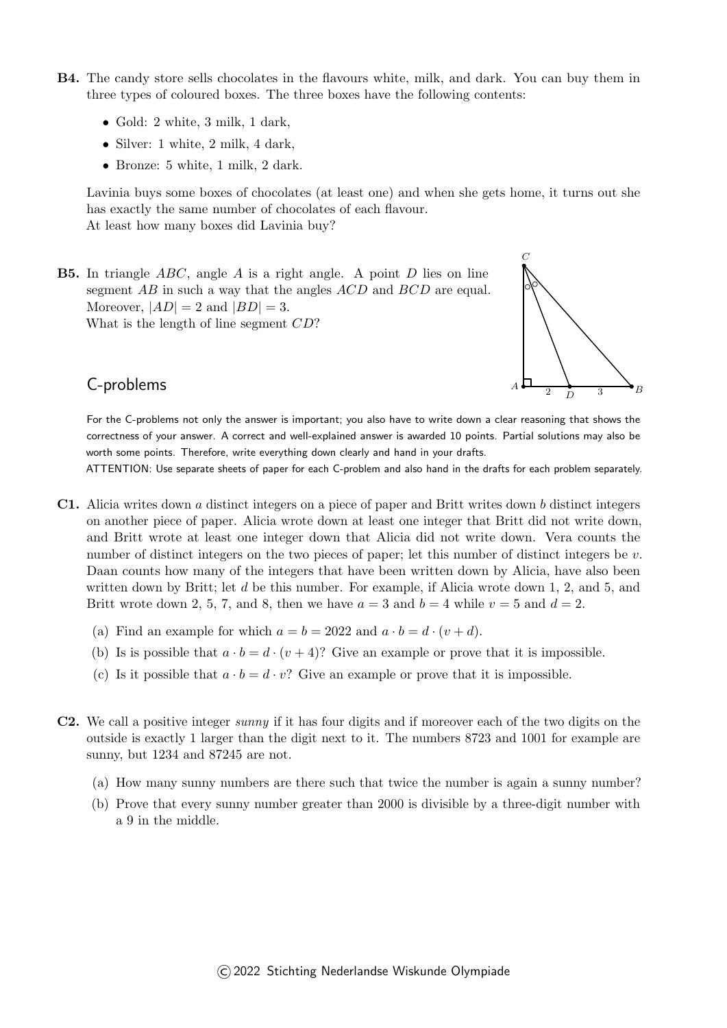**B4.** The candy store sells chocolates in the flavours white, milk, and dark. You can buy them in three types of coloured boxes. The three boxes have the following contents:

- Gold: 2 white, 3 milk, 1 dark,
- Silver: 1 white, 2 milk, 4 dark,
- Bronze: 5 white, 1 milk, 2 dark.

Lavinia buys some boxes of chocolates (at least one) and when she gets home, it turns out she has exactly the same number of chocolates of each flavour.
At least how many boxes did Lavinia buy?

**B5.** In triangle $ABC$, angle $A$ is a right angle. A point $D$ lies on line segment $AB$ in such a way that the angles $ACD$ and $BCD$ are equal. Moreover, $|AD| = 2$ and $|BD| = 3$.
What is the length of line segment $CD$?

## C-problems

For the C-problems not only the answer is important; you also have to write down a clear reasoning that shows the correctness of your answer. A correct and well-explained answer is awarded 10 points. Partial solutions may also be worth some points. Therefore, write everything down clearly and hand in your drafts.
ATTENTION: Use separate sheets of paper for each C-problem and also hand in the drafts for each problem separately.

**C1.** Alicia writes down $a$ distinct integers on a piece of paper and Britt writes down $b$ distinct integers on another piece of paper. Alicia wrote down at least one integer that Britt did not write down, and Britt wrote at least one integer down that Alicia did not write down. Vera counts the number of distinct integers on the two pieces of paper; let this number of distinct integers be $v$. Daan counts how many of the integers that have been written down by Alicia, have also been written down by Britt; let $d$ be this number. For example, if Alicia wrote down 1, 2, and 5, and Britt wrote down 2, 5, 7, and 8, then we have $a = 3$ and $b = 4$ while $v = 5$ and $d = 2$.

(a) Find an example for which $a = b = 2022$ and $a \cdot b = d \cdot (v + d)$.

(b) Is is possible that $a \cdot b = d \cdot (v + 4)$? Give an example or prove that it is impossible.

(c) Is it possible that $a \cdot b = d \cdot v$? Give an example or prove that it is impossible.

**C2.** We call a positive integer *sunny* if it has four digits and if moreover each of the two digits on the outside is exactly 1 larger than the digit next to it. The numbers 8723 and 1001 for example are sunny, but 1234 and 87245 are not.

(a) How many sunny numbers are there such that twice the number is again a sunny number?

(b) Prove that every sunny number greater than 2000 is divisible by a three-digit number with a 9 in the middle.